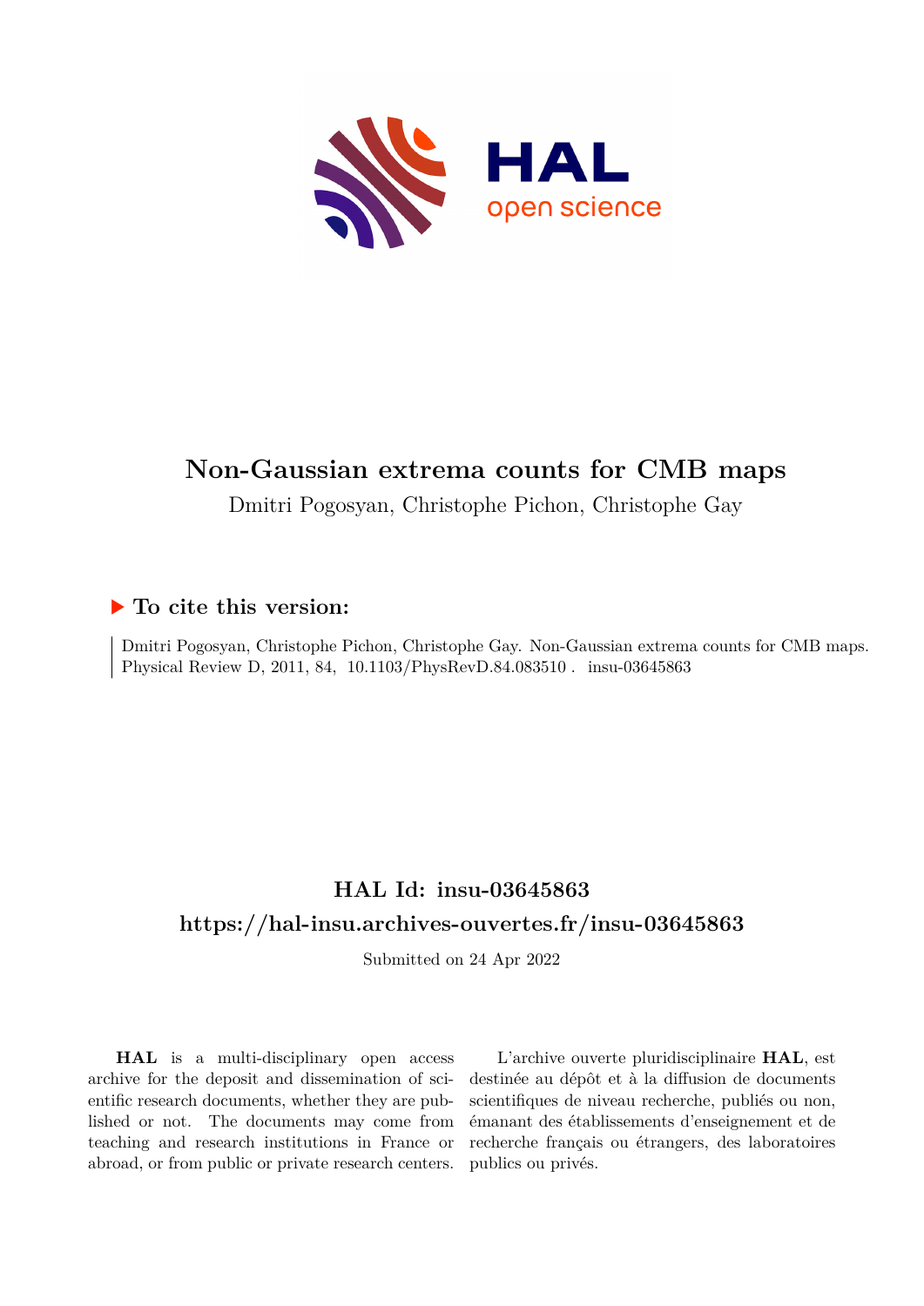# Non-Gaussian extrema counts for CMB maps

Dmitri Pogosyan, Christophe Pichon, Christophe Gay

## ▶ To cite this version:

Dmitri Pogosyan, Christophe Pichon, Christophe Gay. Non-Gaussian extrema counts for CMB maps. Physical Review D, 2011, 84, 10.1103/PhysRevD.84.083510 . insu-03645863

## HAL Id: insu-03645863

## https://hal-insu.archives-ouvertes.fr/insu-03645863

Submitted on 24 Apr 2022

**HAL** is a multi-disciplinary open access archive for the deposit and dissemination of scientific research documents, whether they are published or not. The documents may come from teaching and research institutions in France or abroad, or from public or private research centers.

L'archive ouverte pluridisciplinaire **HAL**, est destinée au dépôt et à la diffusion de documents scientifiques de niveau recherche, publiés ou non, émanant des établissements d'enseignement et de recherche français ou étrangers, des laboratoires publics ou privés.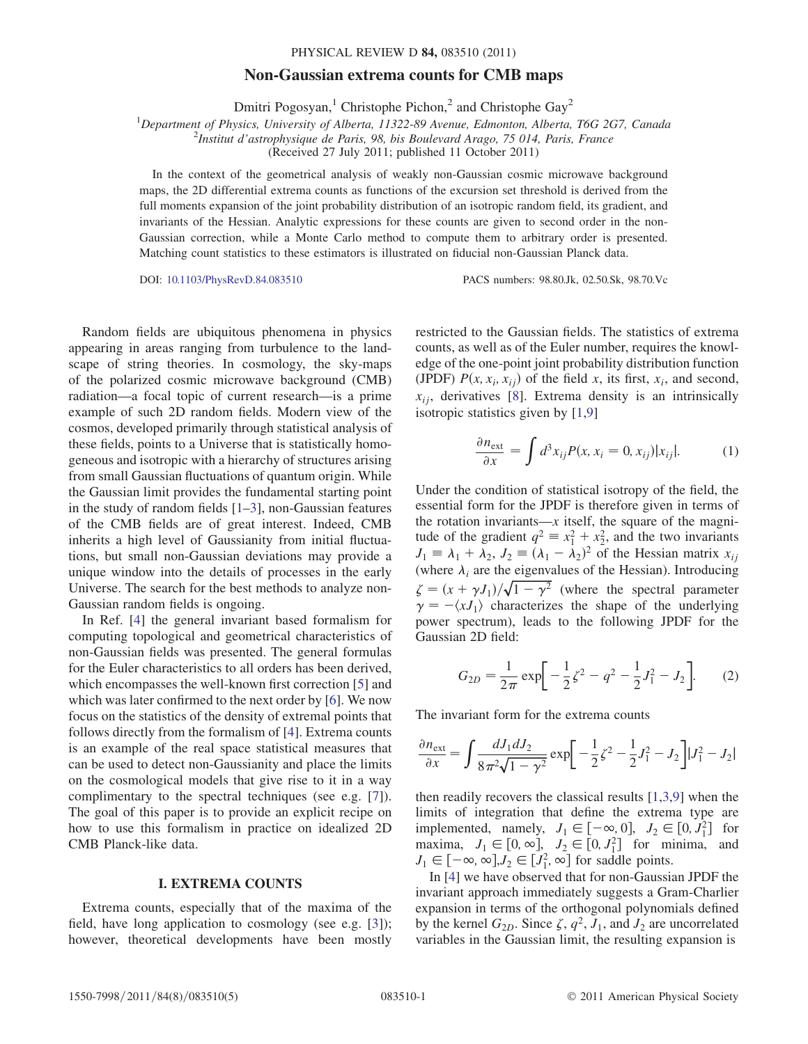# Non-Gaussian extrema counts for CMB maps

Dmitri Pogosyan,[1] Christophe Pichon,[2] and Christophe Gay[2]

[1]*Department of Physics, University of Alberta, 11322-89 Avenue, Edmonton, Alberta, T6G 2G7, Canada*
[2]*Institut d'astrophysique de Paris, 98, bis Boulevard Arago, 75 014, Paris, France*
(Received 27 July 2011; published 11 October 2011)

In the context of the geometrical analysis of weakly non-Gaussian cosmic microwave background maps, the 2D differential extrema counts as functions of the excursion set threshold is derived from the full moments expansion of the joint probability distribution of an isotropic random field, its gradient, and invariants of the Hessian. Analytic expressions for these counts are given to second order in the non-Gaussian correction, while a Monte Carlo method to compute them to arbitrary order is presented. Matching count statistics to these estimators is illustrated on fiducial non-Gaussian Planck data.

DOI: 10.1103/PhysRevD.84.083510 PACS numbers: 98.80.Jk, 02.50.Sk, 98.70.Vc

Random fields are ubiquitous phenomena in physics appearing in areas ranging from turbulence to the landscape of string theories. In cosmology, the sky-maps of the polarized cosmic microwave background (CMB) radiation—a focal topic of current research—is a prime example of such 2D random fields. Modern view of the cosmos, developed primarily through statistical analysis of these fields, points to a Universe that is statistically homogeneous and isotropic with a hierarchy of structures arising from small Gaussian fluctuations of quantum origin. While the Gaussian limit provides the fundamental starting point in the study of random fields [1–3], non-Gaussian features of the CMB fields are of great interest. Indeed, CMB inherits a high level of Gaussianity from initial fluctuations, but small non-Gaussian deviations may provide a unique window into the details of processes in the early Universe. The search for the best methods to analyze non-Gaussian random fields is ongoing.

In Ref. [4] the general invariant based formalism for computing topological and geometrical characteristics of non-Gaussian fields was presented. The general formulas for the Euler characteristics to all orders has been derived, which encompasses the well-known first correction [5] and which was later confirmed to the next order by [6]. We now focus on the statistics of the density of extremal points that follows directly from the formalism of [4]. Extrema counts is an example of the real space statistical measures that can be used to detect non-Gaussianity and place the limits on the cosmological models that give rise to it in a way complimentary to the spectral techniques (see e.g. [7]). The goal of this paper is to provide an explicit recipe on how to use this formalism in practice on idealized 2D CMB Planck-like data.

## I. EXTREMA COUNTS

Extrema counts, especially that of the maxima of the field, have long application to cosmology (see e.g. [3]); however, theoretical developments have been mostly restricted to the Gaussian fields. The statistics of extrema counts, as well as of the Euler number, requires the knowledge of the one-point joint probability distribution function (JPDF) $P(x, x_i, x_{ij})$ of the field $x$, its first, $x_i$, and second, $x_{ij}$, derivatives [8]. Extrema density is an intrinsically isotropic statistics given by [1,9]

$$\frac{\partial n_{\rm ext}}{\partial x} = \int d^3 x_{ij} P(x, x_i = 0, x_{ij}) |x_{ij}|. \qquad (1)$$

Under the condition of statistical isotropy of the field, the essential form for the JPDF is therefore given in terms of the rotation invariants—$x$ itself, the square of the magnitude of the gradient $q^2 \equiv x_1^2 + x_2^2$, and the two invariants $J_1 \equiv \lambda_1 + \lambda_2$, $J_2 \equiv (\lambda_1 - \lambda_2)^2$ of the Hessian matrix $x_{ij}$ (where $\lambda_i$ are the eigenvalues of the Hessian). Introducing $\zeta = (x + \gamma J_1)/\sqrt{1-\gamma^2}$ (where the spectral parameter $\gamma = -\langle x J_1 \rangle$ characterizes the shape of the underlying power spectrum), leads to the following JPDF for the Gaussian 2D field:

$$G_{2D} = \frac{1}{2\pi} \exp\left[ -\frac{1}{2}\zeta^2 - q^2 - \frac{1}{2}J_1^2 - J_2 \right]. \qquad (2)$$

The invariant form for the extrema counts

$$\frac{\partial n_{\rm ext}}{\partial x} = \int \frac{dJ_1 dJ_2}{8\pi^2\sqrt{1-\gamma^2}} \exp\left[ -\frac{1}{2}\zeta^2 - \frac{1}{2}J_1^2 - J_2 \right] |J_1^2 - J_2|$$

then readily recovers the classical results [1,3,9] when the limits of integration that define the extrema type are implemented, namely, $J_1 \in [-\infty, 0]$, $J_2 \in [0, J_1^2]$ for maxima, $J_1 \in [0, \infty]$, $J_2 \in [0, J_1^2]$ for minima, and $J_1 \in [-\infty, \infty]$, $J_2 \in [J_1^2, \infty]$ for saddle points.

In [4] we have observed that for non-Gaussian JPDF the invariant approach immediately suggests a Gram-Charlier expansion in terms of the orthogonal polynomials defined by the kernel $G_{2D}$. Since $\zeta$, $q^2$, $J_1$, and $J_2$ are uncorrelated variables in the Gaussian limit, the resulting expansion is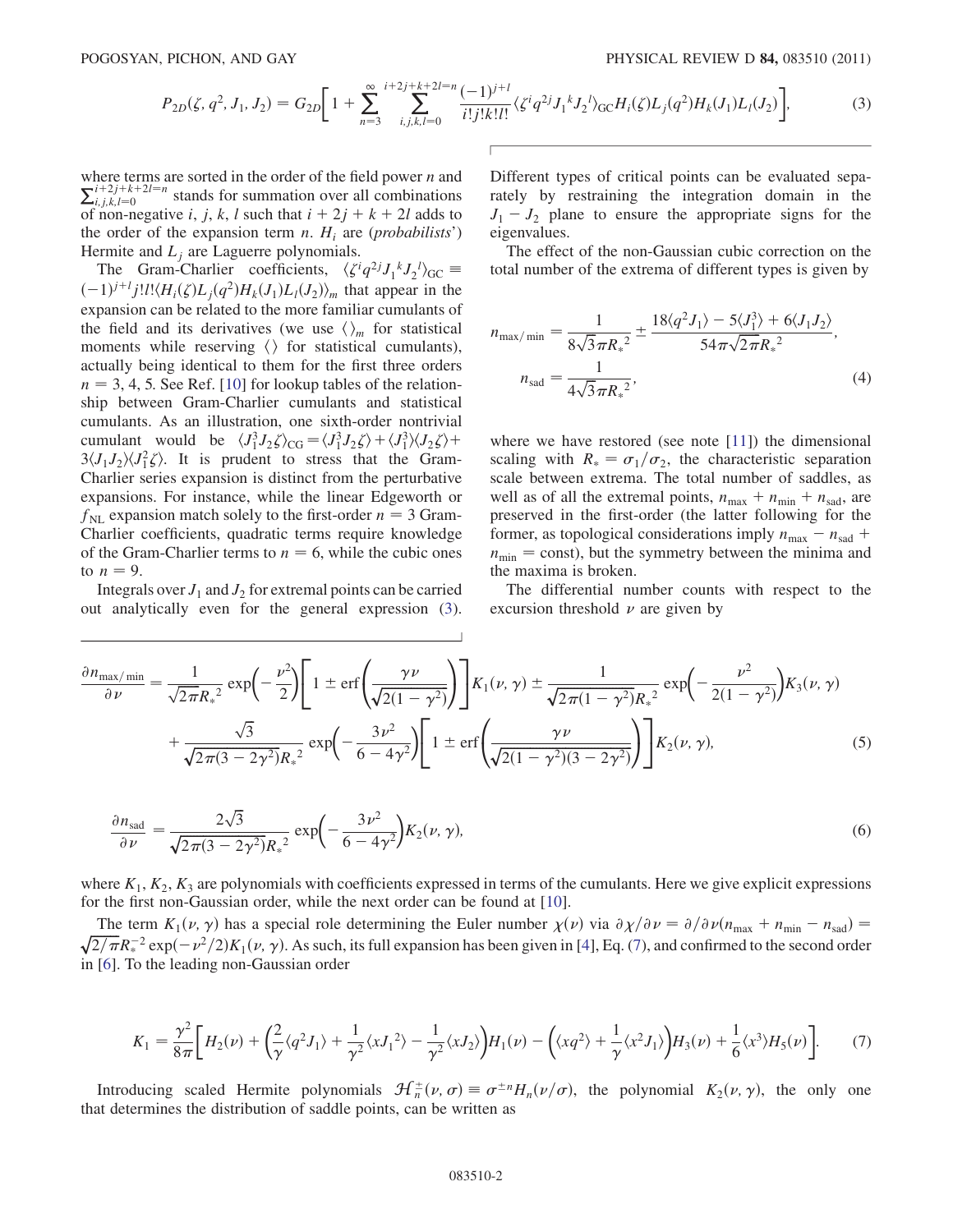$$P_{2D}(\zeta, q^2, J_1, J_2) = G_{2D}\left[1 + \sum_{n=3}^{\infty} \sum_{i,j,k,l=0}^{i+2j+k+2l=n} \frac{(-1)^{j+l}}{i!j!k!l!} \langle \zeta^i q^{2j} J_1{}^k J_2{}^l \rangle_{\rm GC} H_i(\zeta) L_j(q^2) H_k(J_1) L_l(J_2)\right], \tag{3}$$

where terms are sorted in the order of the field power $n$ and $\sum_{i,j,k,l=0}^{i+2j+k+2l=n}$ stands for summation over all combinations of non-negative $i$, $j$, $k$, $l$ such that $i + 2j + k + 2l$ adds to the order of the expansion term $n$. $H_i$ are (*probabilists'*) Hermite and $L_j$ are Laguerre polynomials.

The Gram-Charlier coefficients, $\langle \zeta^i q^{2j} J_1{}^k J_2{}^l \rangle_{\rm GC} \equiv (-1)^{j+l} j! l! \langle H_i(\zeta) L_j(q^2) H_k(J_1) L_l(J_2)\rangle_m$ that appear in the expansion can be related to the more familiar cumulants of the field and its derivatives (we use $\langle\rangle_m$ for statistical moments while reserving $\langle\rangle$ for statistical cumulants), actually being identical to them for the first three orders $n = 3, 4, 5$. See Ref. [10] for lookup tables of the relationship between Gram-Charlier cumulants and statistical cumulants. As an illustration, one sixth-order nontrivial cumulant would be $\langle J_1^3 J_2 \zeta\rangle_{\rm CG} = \langle J_1^3 J_2 \zeta\rangle + \langle J_1^3 \rangle \langle J_2 \zeta\rangle + 3\langle J_1 J_2\rangle\langle J_1^2 \zeta\rangle$. It is prudent to stress that the Gram-Charlier series expansion is distinct from the perturbative expansions. For instance, while the linear Edgeworth or $f_{\rm NL}$ expansion match solely to the first-order $n = 3$ Gram-Charlier coefficients, quadratic terms require knowledge of the Gram-Charlier terms to $n = 6$, while the cubic ones to $n = 9$.

Integrals over $J_1$ and $J_2$ for extremal points can be carried out analytically even for the general expression (3). Different types of critical points can be evaluated separately by restraining the integration domain in the $J_1 - J_2$ plane to ensure the appropriate signs for the eigenvalues.

The effect of the non-Gaussian cubic correction on the total number of the extrema of different types is given by

$$n_{\rm max/min} = \frac{1}{8\sqrt{3}\pi R_*{}^2} \pm \frac{18\langle q^2 J_1\rangle - 5\langle J_1^3\rangle + 6\langle J_1 J_2\rangle}{54\pi\sqrt{2\pi} R_*{}^2},$$
$$n_{\rm sad} = \frac{1}{4\sqrt{3}\pi R_*{}^2}, \tag{4}$$

where we have restored (see note [11]) the dimensional scaling with $R_* = \sigma_1/\sigma_2$, the characteristic separation scale between extrema. The total number of saddles, as well as of all the extremal points, $n_{\rm max} + n_{\rm min} + n_{\rm sad}$, are preserved in the first-order (the latter following for the former, as topological considerations imply $n_{\rm max} - n_{\rm sad} + n_{\rm min} = \text{const}$), but the symmetry between the minima and the maxima is broken.

The differential number counts with respect to the excursion threshold $\nu$ are given by

$$\frac{\partial n_{\rm max/min}}{\partial \nu} = \frac{1}{\sqrt{2\pi} R_*{}^2} \exp\left(-\frac{\nu^2}{2}\right)\left[1 \pm {\rm erf}\left(\frac{\gamma\nu}{\sqrt{2(1-\gamma^2)}}\right)\right] K_1(\nu, \gamma) \pm \frac{1}{\sqrt{2\pi(1-\gamma^2)} R_*{}^2} \exp\left(-\frac{\nu^2}{2(1-\gamma^2)}\right) K_3(\nu, \gamma)$$
$$+ \frac{\sqrt{3}}{\sqrt{2\pi(3-2\gamma^2)} R_*{}^2} \exp\left(-\frac{3\nu^2}{6-4\gamma^2}\right)\left[1 \pm {\rm erf}\left(\frac{\gamma\nu}{\sqrt{2(1-\gamma^2)(3-2\gamma^2)}}\right)\right] K_2(\nu, \gamma), \tag{5}$$

$$\frac{\partial n_{\rm sad}}{\partial \nu} = \frac{2\sqrt{3}}{\sqrt{2\pi(3-2\gamma^2)} R_*{}^2} \exp\left(-\frac{3\nu^2}{6-4\gamma^2}\right) K_2(\nu, \gamma), \tag{6}$$

where $K_1, K_2, K_3$ are polynomials with coefficients expressed in terms of the cumulants. Here we give explicit expressions for the first non-Gaussian order, while the next order can be found at [10].

The term $K_1(\nu, \gamma)$ has a special role determining the Euler number $\chi(\nu)$ via $\partial\chi/\partial\nu = \partial/\partial\nu(n_{\rm max} + n_{\rm min} - n_{\rm sad}) = \sqrt{2/\pi} R_*^{-2} \exp(-\nu^2/2) K_1(\nu, \gamma)$. As such, its full expansion has been given in [4], Eq. (7), and confirmed to the second order in [6]. To the leading non-Gaussian order

$$K_1 = \frac{\gamma^2}{8\pi}\left[H_2(\nu) + \left(\frac{2}{\gamma}\langle q^2 J_1\rangle + \frac{1}{\gamma^2}\langle x J_1{}^2\rangle - \frac{1}{\gamma^2}\langle x J_2\rangle\right) H_1(\nu) - \left(\langle x q^2\rangle + \frac{1}{\gamma}\langle x^2 J_1\rangle\right) H_3(\nu) + \frac{1}{6}\langle x^3\rangle H_5(\nu)\right]. \tag{7}$$

Introducing scaled Hermite polynomials $\mathcal{H}_n^{\pm}(\nu, \sigma) \equiv \sigma^{\pm n} H_n(\nu/\sigma)$, the polynomial $K_2(\nu, \gamma)$, the only one that determines the distribution of saddle points, can be written as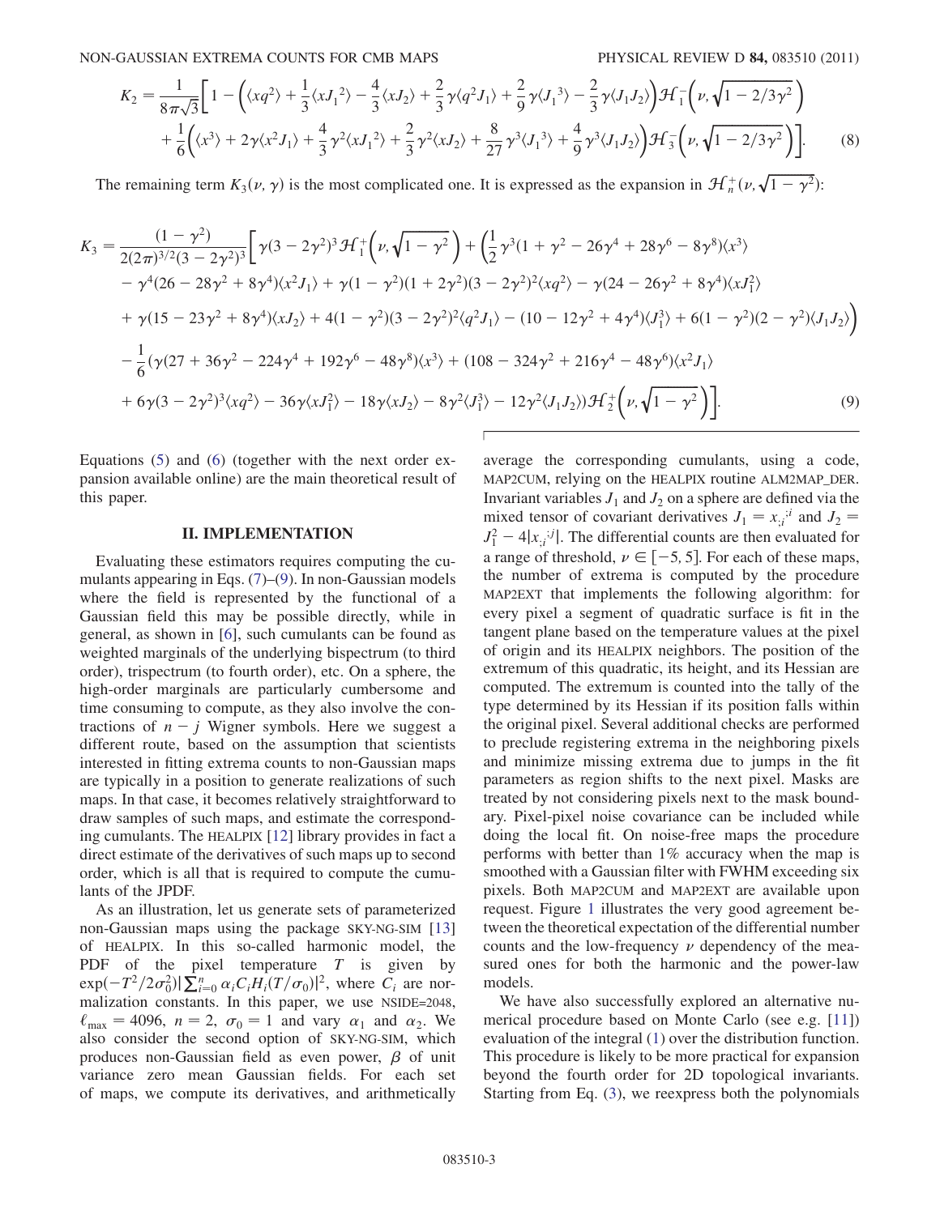$$K_2 = \frac{1}{8\pi\sqrt{3}}\bigg[1 - \bigg(\langle xq^2\rangle + \frac{1}{3}\langle xJ_1{}^2\rangle - \frac{4}{3}\langle xJ_2\rangle + \frac{2}{3}\gamma\langle q^2 J_1\rangle + \frac{2}{9}\gamma\langle J_1{}^3\rangle - \frac{2}{3}\gamma\langle J_1 J_2\rangle\bigg)\mathcal{H}_1^-\bigg(\nu, \sqrt{1-2/3\gamma^2}\bigg)$$
$$+ \frac{1}{6}\bigg(\langle x^3\rangle + 2\gamma\langle x^2 J_1\rangle + \frac{4}{3}\gamma^2\langle xJ_1{}^2\rangle + \frac{2}{3}\gamma^2\langle xJ_2\rangle + \frac{8}{27}\gamma^3\langle J_1{}^3\rangle + \frac{4}{9}\gamma^3\langle J_1 J_2\rangle\bigg)\mathcal{H}_3^-\bigg(\nu, \sqrt{1-2/3\gamma^2}\bigg)\bigg]. \tag{8}$$

The remaining term $K_3(\nu, \gamma)$ is the most complicated one. It is expressed as the expansion in $\mathcal{H}_n^+(\nu, \sqrt{1-\gamma^2})$:

$$K_3 = \frac{(1-\gamma^2)}{2(2\pi)^{3/2}(3-2\gamma^2)^3}\bigg[\gamma(3-2\gamma^2)^3\mathcal{H}_1^+\Big(\nu, \sqrt{1-\gamma^2}\Big) + \bigg(\frac{1}{2}\gamma^3(1+\gamma^2-26\gamma^4+28\gamma^6-8\gamma^8)\langle x^3\rangle$$
$$- \gamma^4(26-28\gamma^2+8\gamma^4)\langle x^2 J_1\rangle + \gamma(1-\gamma^2)(1+2\gamma^2)(3-2\gamma^2)^2\langle xq^2\rangle - \gamma(24-26\gamma^2+8\gamma^4)\langle xJ_1^2\rangle$$
$$+ \gamma(15-23\gamma^2+8\gamma^4)\langle xJ_2\rangle + 4(1-\gamma^2)(3-2\gamma^2)^2\langle q^2 J_1\rangle - (10-12\gamma^2+4\gamma^4)\langle J_1^3\rangle + 6(1-\gamma^2)(2-\gamma^2)\langle J_1 J_2\rangle\bigg)$$
$$- \frac{1}{6}(\gamma(27+36\gamma^2-224\gamma^4+192\gamma^6-48\gamma^8)\langle x^3\rangle + (108-324\gamma^2+216\gamma^4-48\gamma^6)\langle x^2 J_1\rangle$$
$$+ 6\gamma(3-2\gamma^2)^3\langle xq^2\rangle - 36\gamma\langle xJ_1^2\rangle - 18\gamma\langle xJ_2\rangle - 8\gamma^2\langle J_1^3\rangle - 12\gamma^2\langle J_1 J_2\rangle)\mathcal{H}_2^+\Big(\nu, \sqrt{1-\gamma^2}\Big)\bigg]. \tag{9}$$

Equations (5) and (6) (together with the next order expansion available online) are the main theoretical result of this paper.

## II. IMPLEMENTATION

Evaluating these estimators requires computing the cumulants appearing in Eqs. (7)–(9). In non-Gaussian models where the field is represented by the functional of a Gaussian field this may be possible directly, while in general, as shown in [6], such cumulants can be found as weighted marginals of the underlying bispectrum (to third order), trispectrum (to fourth order), etc. On a sphere, the high-order marginals are particularly cumbersome and time consuming to compute, as they also involve the contractions of $n-j$ Wigner symbols. Here we suggest a different route, based on the assumption that scientists interested in fitting extrema counts to non-Gaussian maps are typically in a position to generate realizations of such maps. In that case, it becomes relatively straightforward to draw samples of such maps, and estimate the corresponding cumulants. The HEALPIX [12] library provides in fact a direct estimate of the derivatives of such maps up to second order, which is all that is required to compute the cumulants of the JPDF.

As an illustration, let us generate sets of parameterized non-Gaussian maps using the package SKY-NG-SIM [13] of HEALPIX. In this so-called harmonic model, the PDF of the pixel temperature $T$ is given by $\exp(-T^2/2\sigma_0^2)|\sum_{i=0}^{n}\alpha_i C_i H_i(T/\sigma_0)|^2$, where $C_i$ are normalization constants. In this paper, we use NSIDE=2048, $\ell_{\max} = 4096$, $n = 2$, $\sigma_0 = 1$ and vary $\alpha_1$ and $\alpha_2$. We also consider the second option of SKY-NG-SIM, which produces non-Gaussian field as even power, $\beta$ of unit variance zero mean Gaussian fields. For each set of maps, we compute its derivatives, and arithmetically average the corresponding cumulants, using a code, MAP2CUM, relying on the HEALPIX routine ALM2MAP_DER. Invariant variables $J_1$ and $J_2$ on a sphere are defined via the mixed tensor of covariant derivatives $J_1 = x_{;i}{}^{;i}$ and $J_2 = J_1^2 - 4|x_{;i}{}^{;j}|$. The differential counts are then evaluated for a range of threshold, $\nu \in [-5, 5]$. For each of these maps, the number of extrema is computed by the procedure MAP2EXT that implements the following algorithm: for every pixel a segment of quadratic surface is fit in the tangent plane based on the temperature values at the pixel of origin and its HEALPIX neighbors. The position of the extremum of this quadratic, its height, and its Hessian are computed. The extremum is counted into the tally of the type determined by its Hessian if its position falls within the original pixel. Several additional checks are performed to preclude registering extrema in the neighboring pixels and minimize missing extrema due to jumps in the fit parameters as region shifts to the next pixel. Masks are treated by not considering pixels next to the mask boundary. Pixel-pixel noise covariance can be included while doing the local fit. On noise-free maps the procedure performs with better than 1% accuracy when the map is smoothed with a Gaussian filter with FWHM exceeding six pixels. Both MAP2CUM and MAP2EXT are available upon request. Figure 1 illustrates the very good agreement between the theoretical expectation of the differential number counts and the low-frequency $\nu$ dependency of the measured ones for both the harmonic and the power-law models.

We have also successfully explored an alternative numerical procedure based on Monte Carlo (see e.g. [11]) evaluation of the integral (1) over the distribution function. This procedure is likely to be more practical for expansion beyond the fourth order for 2D topological invariants. Starting from Eq. (3), we reexpress both the polynomials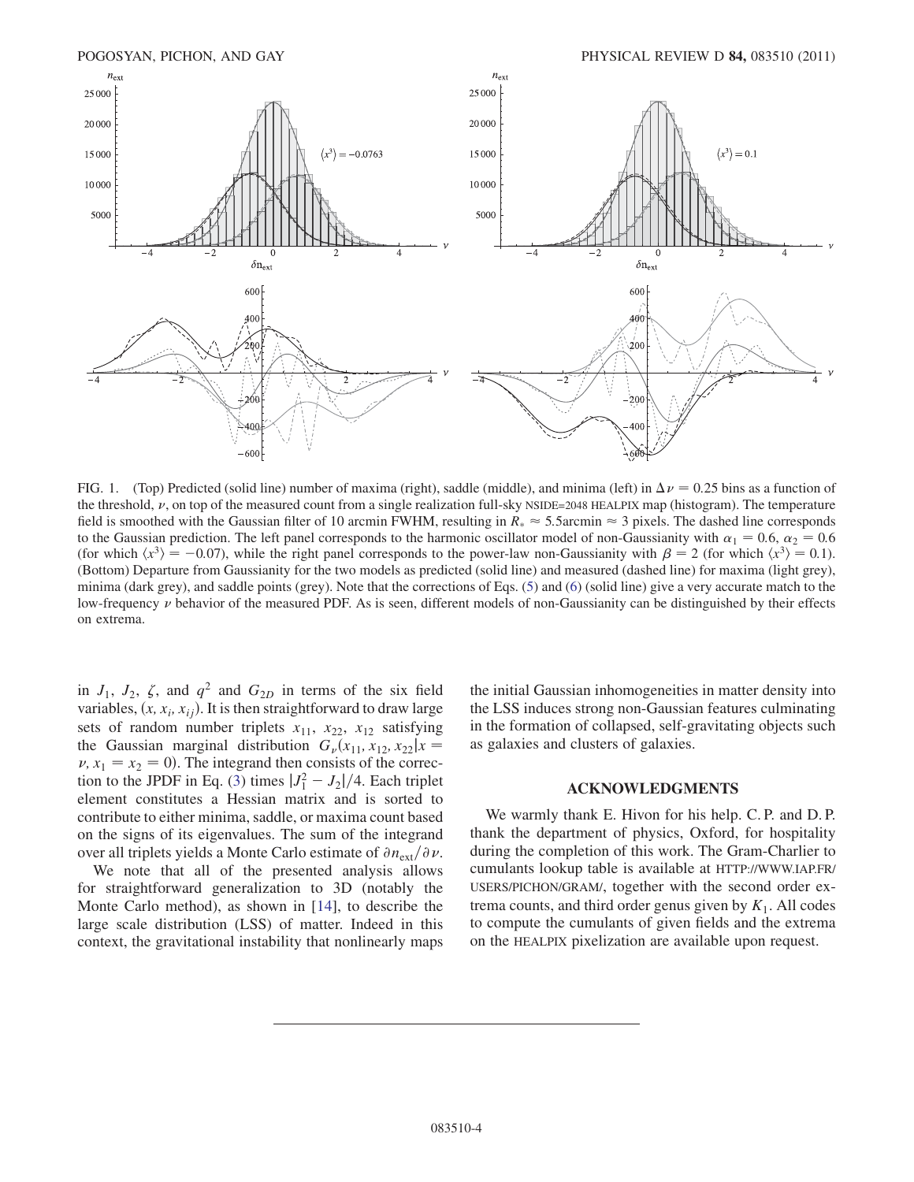FIG. 1. (Top) Predicted (solid line) number of maxima (right), saddle (middle), and minima (left) in $\Delta\nu = 0.25$ bins as a function of the threshold, $\nu$, on top of the measured count from a single realization full-sky NSIDE=2048 HEALPIX map (histogram). The temperature field is smoothed with the Gaussian filter of 10 arcmin FWHM, resulting in $R_* \approx 5.5$arcmin $\approx 3$ pixels. The dashed line corresponds to the Gaussian prediction. The left panel corresponds to the harmonic oscillator model of non-Gaussianity with $\alpha_1 = 0.6$, $\alpha_2 = 0.6$ (for which $\langle x^3 \rangle = -0.07$), while the right panel corresponds to the power-law non-Gaussianity with $\beta = 2$ (for which $\langle x^3 \rangle = 0.1$). (Bottom) Departure from Gaussianity for the two models as predicted (solid line) and measured (dashed line) for maxima (light grey), minima (dark grey), and saddle points (grey). Note that the corrections of Eqs. (5) and (6) (solid line) give a very accurate match to the low-frequency $\nu$ behavior of the measured PDF. As is seen, different models of non-Gaussianity can be distinguished by their effects on extrema.

in $J_1$, $J_2$, $\zeta$, and $q^2$ and $G_{2D}$ in terms of the six field variables, $(x, x_i, x_{ij})$. It is then straightforward to draw large sets of random number triplets $x_{11}$, $x_{22}$, $x_{12}$ satisfying the Gaussian marginal distribution $G_\nu(x_{11}, x_{12}, x_{22}|x = \nu, x_1 = x_2 = 0)$. The integrand then consists of the correction to the JPDF in Eq. (3) times $|J_1^2 - J_2|/4$. Each triplet element constitutes a Hessian matrix and is sorted to contribute to either minima, saddle, or maxima count based on the signs of its eigenvalues. The sum of the integrand over all triplets yields a Monte Carlo estimate of $\partial n_{\rm ext}/\partial\nu$.

We note that all of the presented analysis allows for straightforward generalization to 3D (notably the Monte Carlo method), as shown in [14], to describe the large scale distribution (LSS) of matter. Indeed in this context, the gravitational instability that nonlinearly maps the initial Gaussian inhomogeneities in matter density into the LSS induces strong non-Gaussian features culminating in the formation of collapsed, self-gravitating objects such as galaxies and clusters of galaxies.

## ACKNOWLEDGMENTS

We warmly thank E. Hivon for his help. C. P. and D. P. thank the department of physics, Oxford, for hospitality during the completion of this work. The Gram-Charlier to cumulants lookup table is available at HTTP://WWW.IAP.FR/USERS/PICHON/GRAM/, together with the second order extrema counts, and third order genus given by $K_1$. All codes to compute the cumulants of given fields and the extrema on the HEALPIX pixelization are available upon request.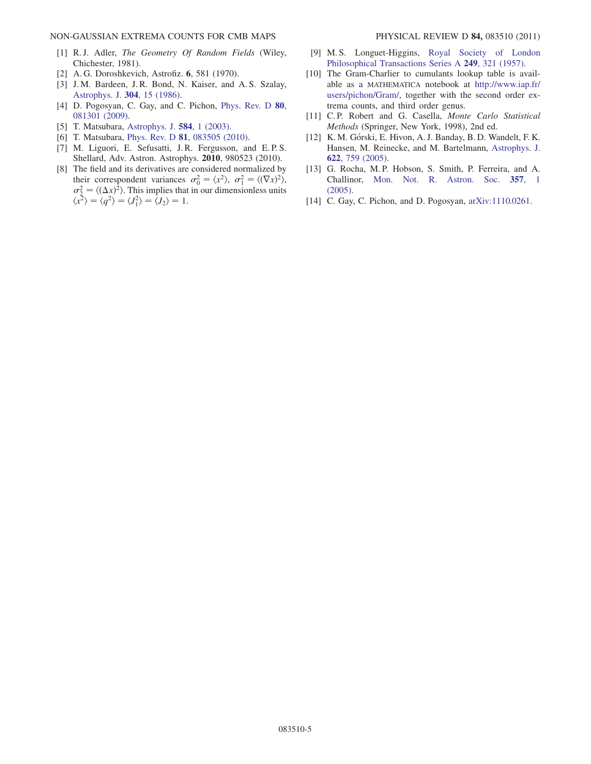[1] R. J. Adler, *The Geometry Of Random Fields* (Wiley, Chichester, 1981).

[2] A. G. Doroshkevich, Astrofiz. **6**, 581 (1970).

[3] J. M. Bardeen, J. R. Bond, N. Kaiser, and A. S. Szalay, Astrophys. J. **304**, 15 (1986).

[4] D. Pogosyan, C. Gay, and C. Pichon, Phys. Rev. D **80**, 081301 (2009).

[5] T. Matsubara, Astrophys. J. **584**, 1 (2003).

[6] T. Matsubara, Phys. Rev. D **81**, 083505 (2010).

[7] M. Liguori, E. Sefusatti, J. R. Fergusson, and E. P. S. Shellard, Adv. Astron. Astrophys. **2010**, 980523 (2010).

[8] The field and its derivatives are considered normalized by their correspondent variances $\sigma_0^2 = \langle x^2 \rangle$, $\sigma_1^2 = \langle (\nabla x)^2 \rangle$, $\sigma_2^2 = \langle (\Delta x)^2 \rangle$. This implies that in our dimensionless units $\langle x^2 \rangle = \langle q^2 \rangle = \langle J_1^2 \rangle = \langle J_2 \rangle = 1$.

[9] M. S. Longuet-Higgins, Royal Society of London Philosophical Transactions Series A **249**, 321 (1957).

[10] The Gram-Charlier to cumulants lookup table is available as a MATHEMATICA notebook at http://www.iap.fr/users/pichon/Gram/, together with the second order extrema counts, and third order genus.

[11] C. P. Robert and G. Casella, *Monte Carlo Statistical Methods* (Springer, New York, 1998), 2nd ed.

[12] K. M. Górski, E. Hivon, A. J. Banday, B. D. Wandelt, F. K. Hansen, M. Reinecke, and M. Bartelmann, Astrophys. J. **622**, 759 (2005).

[13] G. Rocha, M. P. Hobson, S. Smith, P. Ferreira, and A. Challinor, Mon. Not. R. Astron. Soc. **357**, 1 (2005).

[14] C. Gay, C. Pichon, and D. Pogosyan, arXiv:1110.0261.